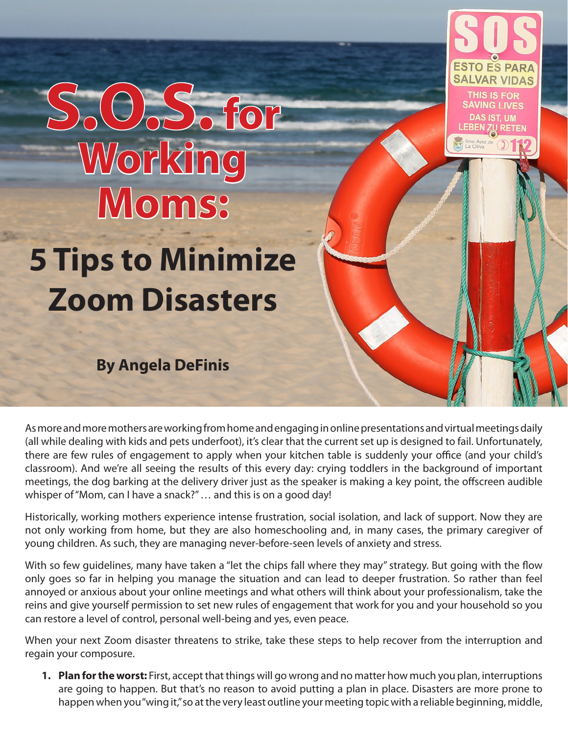# S.O.S. for Working Moms:

## 5 Tips to Minimize Zoom Disasters

**By Angela DeFinis**

As more and more mothers are working from home and engaging in online presentations and virtual meetings daily (all while dealing with kids and pets underfoot), it's clear that the current set up is designed to fail. Unfortunately, there are few rules of engagement to apply when your kitchen table is suddenly your office (and your child's classroom). And we're all seeing the results of this every day: crying toddlers in the background of important meetings, the dog barking at the delivery driver just as the speaker is making a key point, the offscreen audible whisper of "Mom, can I have a snack?" … and this is on a good day!

Historically, working mothers experience intense frustration, social isolation, and lack of support. Now they are not only working from home, but they are also homeschooling and, in many cases, the primary caregiver of young children. As such, they are managing never-before-seen levels of anxiety and stress.

With so few guidelines, many have taken a "let the chips fall where they may" strategy. But going with the flow only goes so far in helping you manage the situation and can lead to deeper frustration. So rather than feel annoyed or anxious about your online meetings and what others will think about your professionalism, take the reins and give yourself permission to set new rules of engagement that work for you and your household so you can restore a level of control, personal well-being and yes, even peace.

When your next Zoom disaster threatens to strike, take these steps to help recover from the interruption and regain your composure.

1. **Plan for the worst:** First, accept that things will go wrong and no matter how much you plan, interruptions are going to happen. But that's no reason to avoid putting a plan in place. Disasters are more prone to happen when you "wing it," so at the very least outline your meeting topic with a reliable beginning, middle,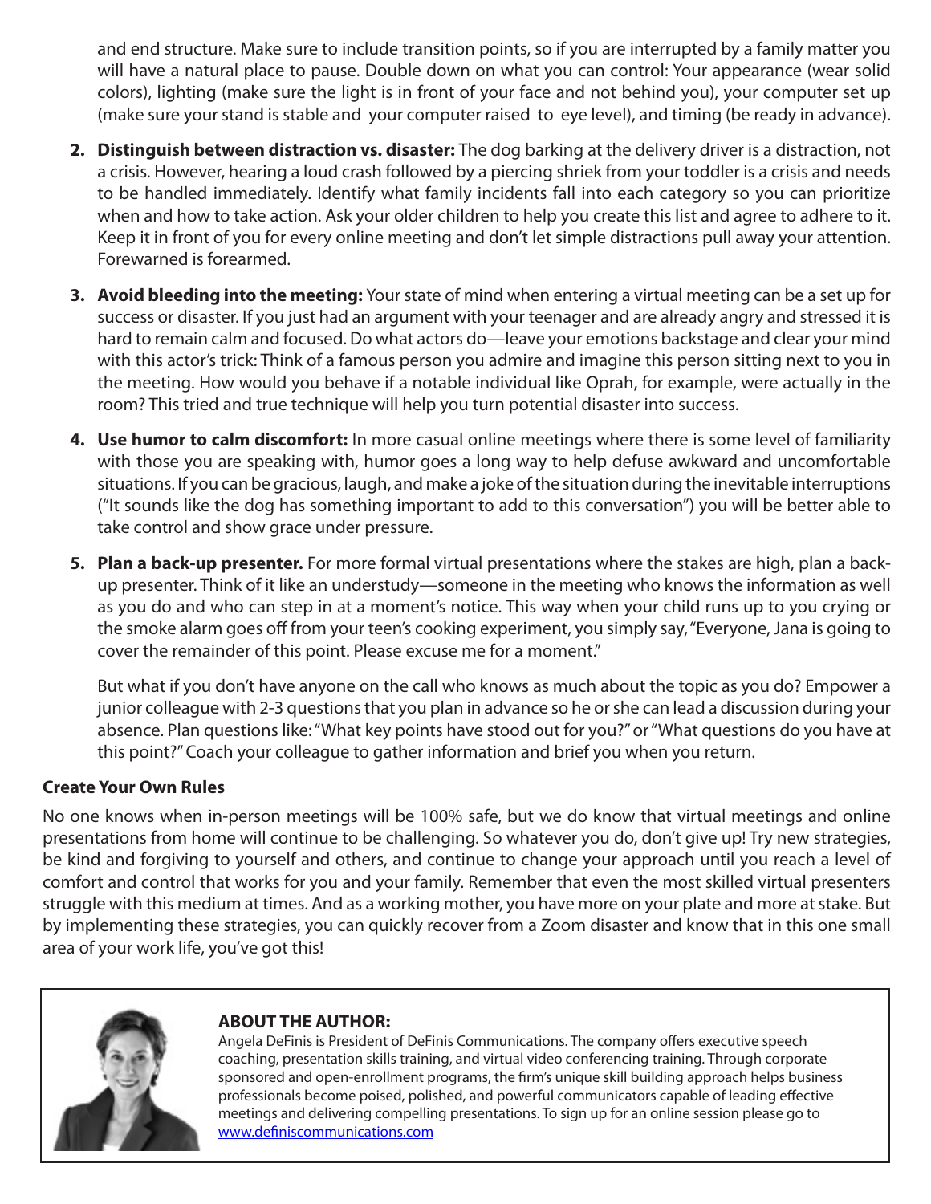and end structure. Make sure to include transition points, so if you are interrupted by a family matter you will have a natural place to pause. Double down on what you can control: Your appearance (wear solid colors), lighting (make sure the light is in front of your face and not behind you), your computer set up (make sure your stand is stable and your computer raised to eye level), and timing (be ready in advance).

2. **Distinguish between distraction vs. disaster:** The dog barking at the delivery driver is a distraction, not a crisis. However, hearing a loud crash followed by a piercing shriek from your toddler is a crisis and needs to be handled immediately. Identify what family incidents fall into each category so you can prioritize when and how to take action. Ask your older children to help you create this list and agree to adhere to it. Keep it in front of you for every online meeting and don't let simple distractions pull away your attention. Forewarned is forearmed.

3. **Avoid bleeding into the meeting:** Your state of mind when entering a virtual meeting can be a set up for success or disaster. If you just had an argument with your teenager and are already angry and stressed it is hard to remain calm and focused. Do what actors do—leave your emotions backstage and clear your mind with this actor's trick: Think of a famous person you admire and imagine this person sitting next to you in the meeting. How would you behave if a notable individual like Oprah, for example, were actually in the room? This tried and true technique will help you turn potential disaster into success.

4. **Use humor to calm discomfort:** In more casual online meetings where there is some level of familiarity with those you are speaking with, humor goes a long way to help defuse awkward and uncomfortable situations. If you can be gracious, laugh, and make a joke of the situation during the inevitable interruptions ("It sounds like the dog has something important to add to this conversation") you will be better able to take control and show grace under pressure.

5. **Plan a back-up presenter.** For more formal virtual presentations where the stakes are high, plan a back-up presenter. Think of it like an understudy—someone in the meeting who knows the information as well as you do and who can step in at a moment's notice. This way when your child runs up to you crying or the smoke alarm goes off from your teen's cooking experiment, you simply say, "Everyone, Jana is going to cover the remainder of this point. Please excuse me for a moment."

   But what if you don't have anyone on the call who knows as much about the topic as you do? Empower a junior colleague with 2-3 questions that you plan in advance so he or she can lead a discussion during your absence. Plan questions like: "What key points have stood out for you?" or "What questions do you have at this point?" Coach your colleague to gather information and brief you when you return.

### Create Your Own Rules

No one knows when in-person meetings will be 100% safe, but we do know that virtual meetings and online presentations from home will continue to be challenging. So whatever you do, don't give up! Try new strategies, be kind and forgiving to yourself and others, and continue to change your approach until you reach a level of comfort and control that works for you and your family. Remember that even the most skilled virtual presenters struggle with this medium at times. And as a working mother, you have more on your plate and more at stake. But by implementing these strategies, you can quickly recover from a Zoom disaster and know that in this one small area of your work life, you've got this!

**ABOUT THE AUTHOR:**

Angela DeFinis is President of DeFinis Communications. The company offers executive speech coaching, presentation skills training, and virtual video conferencing training. Through corporate sponsored and open-enrollment programs, the firm's unique skill building approach helps business professionals become poised, polished, and powerful communicators capable of leading effective meetings and delivering compelling presentations. To sign up for an online session please go to www.definiscommunications.com